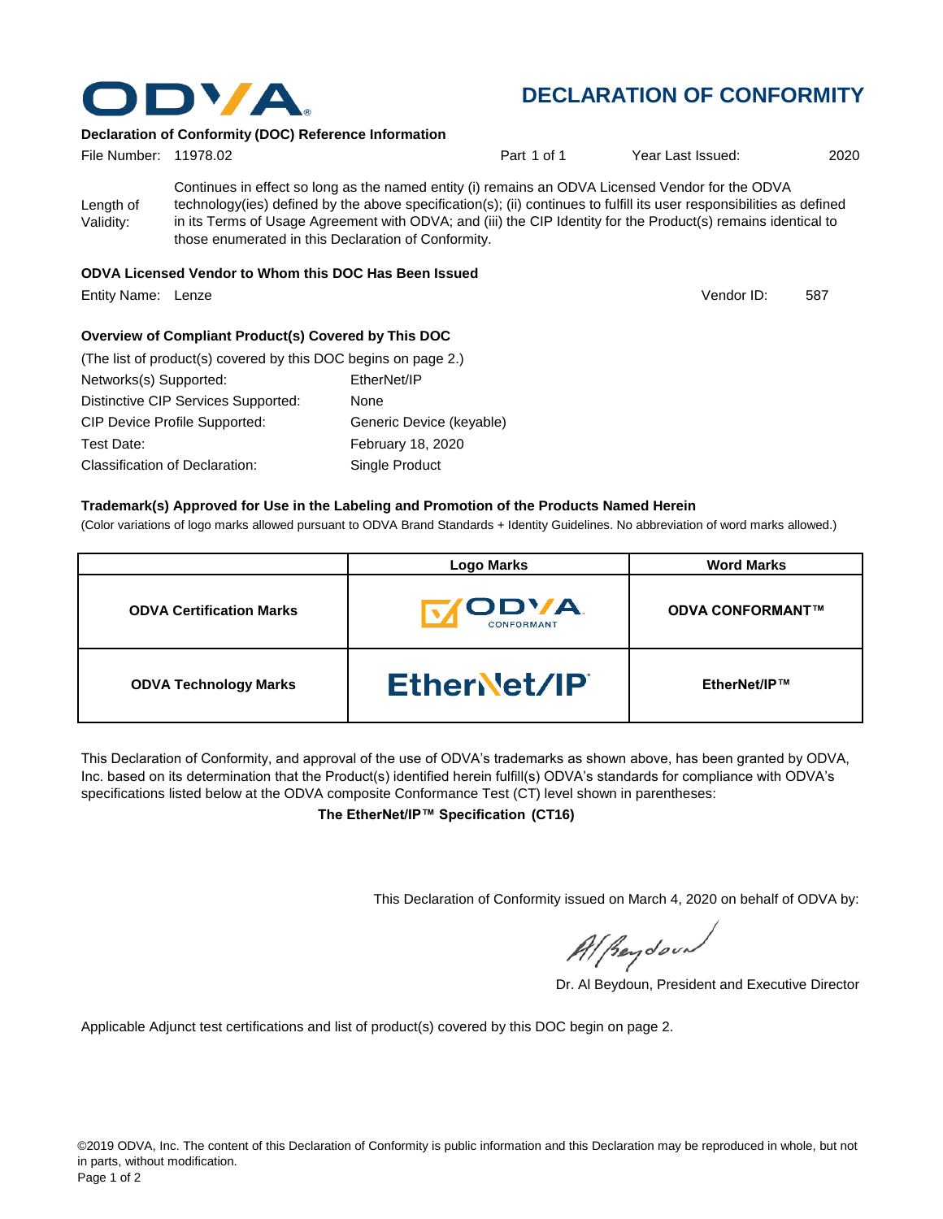# DECLARATION OF CONFORMITY

**Declaration of Conformity (DOC) Reference Information**

File Number: 11978.02 | Part 1 of 1 | Year Last Issued: 2020

Length of Validity: Continues in effect so long as the named entity (i) remains an ODVA Licensed Vendor for the ODVA technology(ies) defined by the above specification(s); (ii) continues to fulfill its user responsibilities as defined in its Terms of Usage Agreement with ODVA; and (iii) the CIP Identity for the Product(s) remains identical to those enumerated in this Declaration of Conformity.

**ODVA Licensed Vendor to Whom this DOC Has Been Issued**

Entity Name: Lenze | Vendor ID: 587

**Overview of Compliant Product(s) Covered by This DOC**

(The list of product(s) covered by this DOC begins on page 2.)

| | |
|---|---|
| Networks(s) Supported: | EtherNet/IP |
| Distinctive CIP Services Supported: | None |
| CIP Device Profile Supported: | Generic Device (keyable) |
| Test Date: | February 18, 2020 |
| Classification of Declaration: | Single Product |

**Trademark(s) Approved for Use in the Labeling and Promotion of the Products Named Herein**

(Color variations of logo marks allowed pursuant to ODVA Brand Standards + Identity Guidelines. No abbreviation of word marks allowed.)

| | Logo Marks | Word Marks |
|---|---|---|
| **ODVA Certification Marks** | ODVA CONFORMANT | **ODVA CONFORMANT™** |
| **ODVA Technology Marks** | EtherNet/IP | **EtherNet/IP™** |

This Declaration of Conformity, and approval of the use of ODVA's trademarks as shown above, has been granted by ODVA, Inc. based on its determination that the Product(s) identified herein fulfill(s) ODVA's standards for compliance with ODVA's specifications listed below at the ODVA composite Conformance Test (CT) level shown in parentheses:

**The EtherNet/IP™ Specification (CT16)**

This Declaration of Conformity issued on March 4, 2020 on behalf of ODVA by:

Dr. Al Beydoun, President and Executive Director

Applicable Adjunct test certifications and list of product(s) covered by this DOC begin on page 2.

©2019 ODVA, Inc. The content of this Declaration of Conformity is public information and this Declaration may be reproduced in whole, but not in parts, without modification.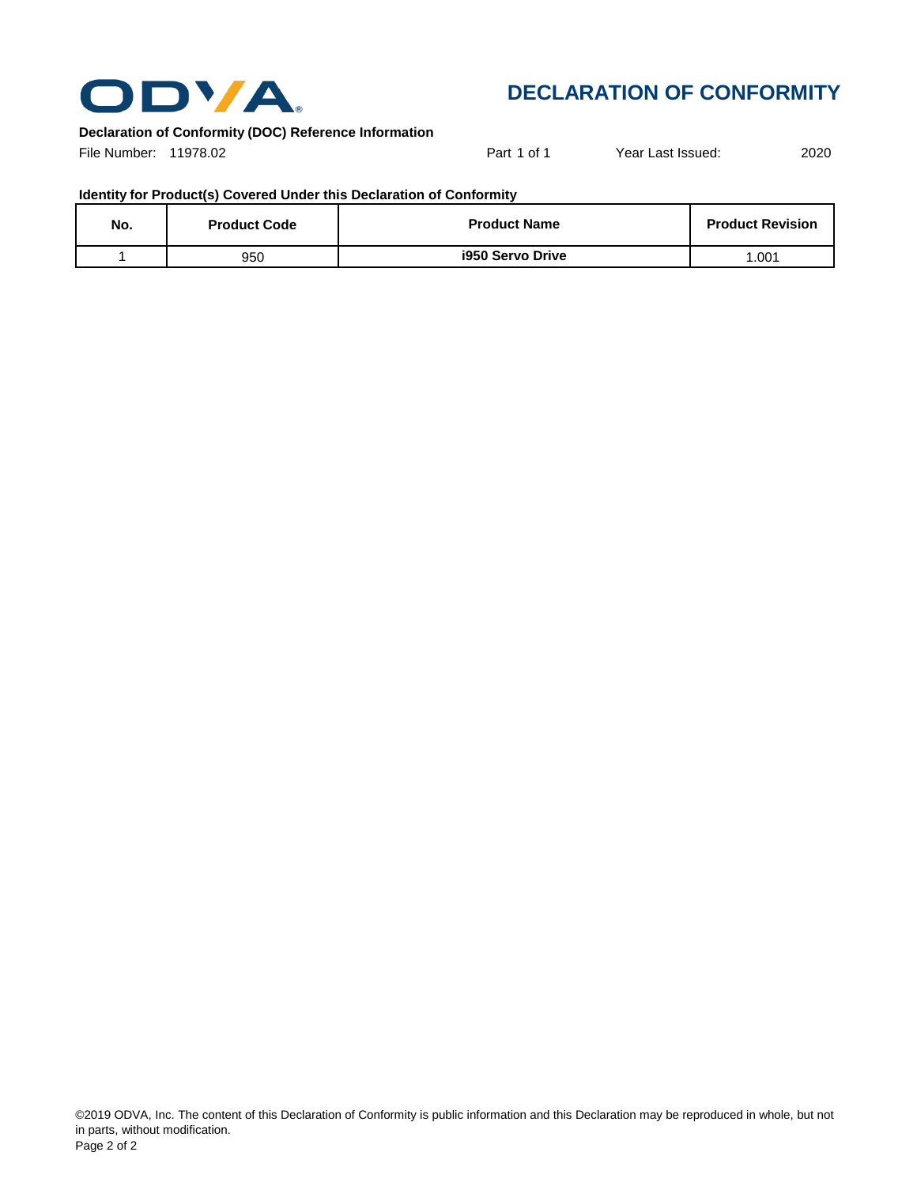# DECLARATION OF CONFORMITY

**Declaration of Conformity (DOC) Reference Information**

File Number: 11978.02 Part 1 of 1 Year Last Issued: 2020

**Identity for Product(s) Covered Under this Declaration of Conformity**

| No. | Product Code | Product Name | Product Revision |
|---|---|---|---|
| 1 | 950 | **i950 Servo Drive** | 1.001 |

©2019 ODVA, Inc. The content of this Declaration of Conformity is public information and this Declaration may be reproduced in whole, but not in parts, without modification.